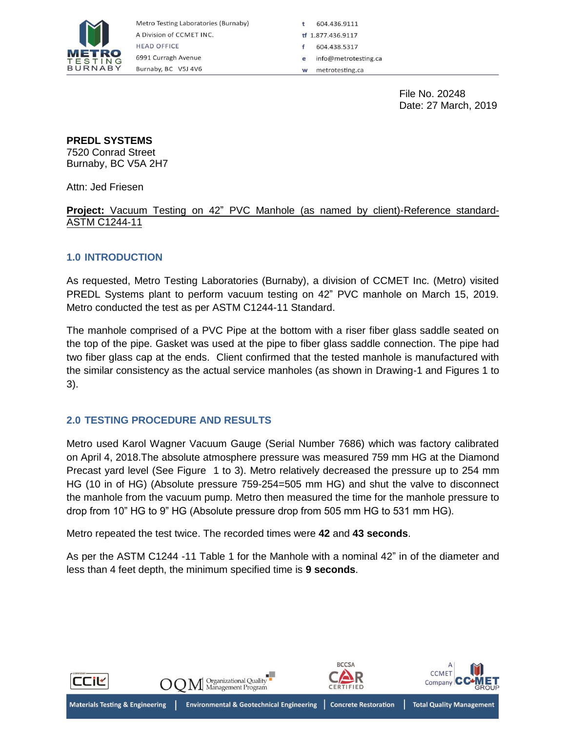Metro Testing Laboratories (Burnaby)
A Division of CCMET INC.
HEAD OFFICE
6991 Curragh Avenue
Burnaby, BC V5J 4V6

t 604.436.9111
tf 1.877.436.9117
f 604.438.5317
e info@metrotesting.ca
w metrotesting.ca

File No. 20248
Date: 27 March, 2019

**PREDL SYSTEMS**
7520 Conrad Street
Burnaby, BC V5A 2H7

Attn: Jed Friesen

**Project:** Vacuum Testing on 42" PVC Manhole (as named by client)-Reference standard-ASTM C1244-11

## 1.0 INTRODUCTION

As requested, Metro Testing Laboratories (Burnaby), a division of CCMET Inc. (Metro) visited PREDL Systems plant to perform vacuum testing on 42" PVC manhole on March 15, 2019. Metro conducted the test as per ASTM C1244-11 Standard.

The manhole comprised of a PVC Pipe at the bottom with a riser fiber glass saddle seated on the top of the pipe. Gasket was used at the pipe to fiber glass saddle connection. The pipe had two fiber glass cap at the ends. Client confirmed that the tested manhole is manufactured with the similar consistency as the actual service manholes (as shown in Drawing-1 and Figures 1 to 3).

## 2.0 TESTING PROCEDURE AND RESULTS

Metro used Karol Wagner Vacuum Gauge (Serial Number 7686) which was factory calibrated on April 4, 2018.The absolute atmosphere pressure was measured 759 mm HG at the Diamond Precast yard level (See Figure 1 to 3). Metro relatively decreased the pressure up to 254 mm HG (10 in of HG) (Absolute pressure 759-254=505 mm HG) and shut the valve to disconnect the manhole from the vacuum pump. Metro then measured the time for the manhole pressure to drop from 10" HG to 9" HG (Absolute pressure drop from 505 mm HG to 531 mm HG).

Metro repeated the test twice. The recorded times were **42** and **43 seconds**.

As per the ASTM C1244 -11 Table 1 for the Manhole with a nominal 42" in of the diameter and less than 4 feet depth, the minimum specified time is **9 seconds**.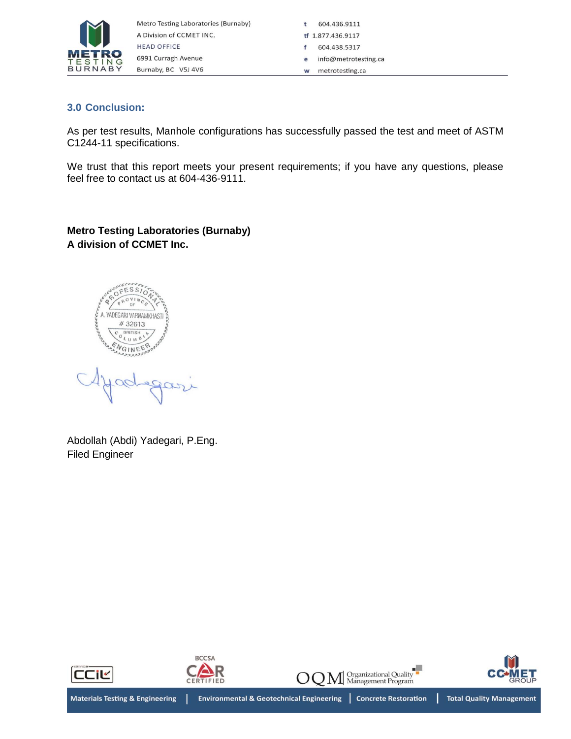## 3.0 Conclusion:

As per test results, Manhole configurations has successfully passed the test and meet of ASTM C1244-11 specifications.

We trust that this report meets your present requirements; if you have any questions, please feel free to contact us at 604-436-9111.

**Metro Testing Laboratories (Burnaby)**
**A division of CCMET Inc.**

PROFESSIONAL PROVINCE OF BRITISH COLUMBIA ENGINEER
A. YADEGARI VARNAMKHASTI
# 32613

Abdollah (Abdi) Yadegari, P.Eng.
Filed Engineer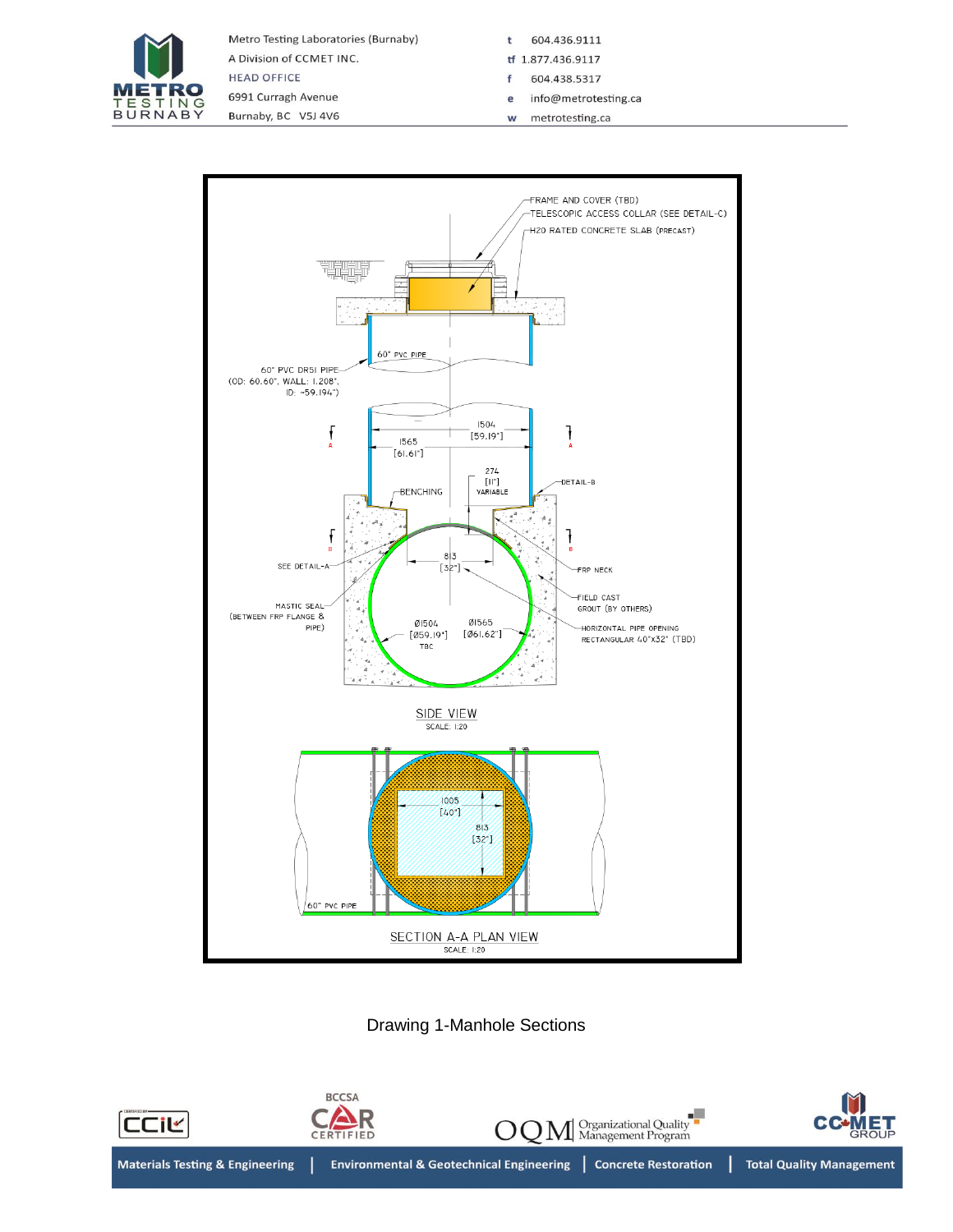FRAME AND COVER (TBD)

TELESCOPIC ACCESS COLLAR (SEE DETAIL-C)

H20 RATED CONCRETE SLAB (PRECAST)

60" PVC PIPE

60" PVC DR51 PIPE (OD: 60.60", WALL: 1.208", ID: ~59.194")

1504 [59.19"]

1565 [61.61"]

274 [11"] VARIABLE

BENCHING

DETAIL-B

SEE DETAIL-A

813 [32"]

FRP NECK

FIELD CAST GROUT (BY OTHERS)

MASTIC SEAL (BETWEEN FRP FLANGE & PIPE)

Ø1504 [Ø59.19"] TBC

Ø1565 [Ø61.62"]

HORIZONTAL PIPE OPENING RECTANGULAR 40"x32" (TBD)

SIDE VIEW
SCALE: 1:20

1005 [40"]

813 [32"]

60" PVC PIPE

SECTION A-A PLAN VIEW
SCALE: 1:20

Drawing 1-Manhole Sections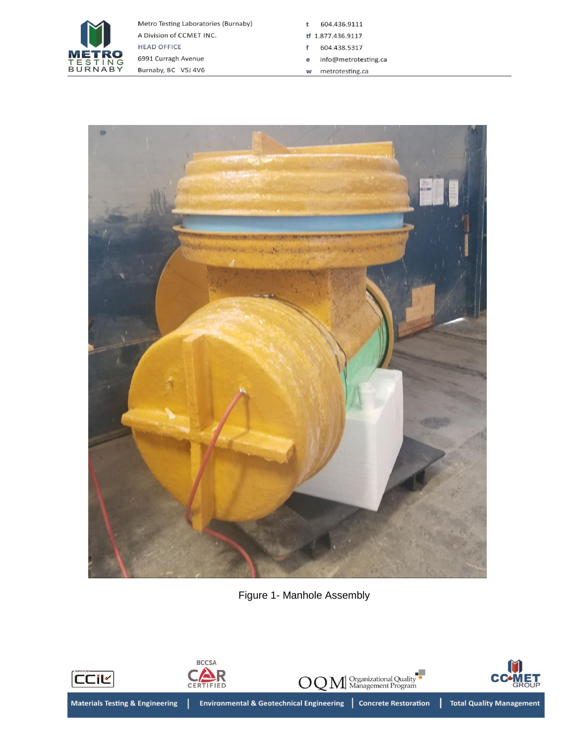Figure 1- Manhole Assembly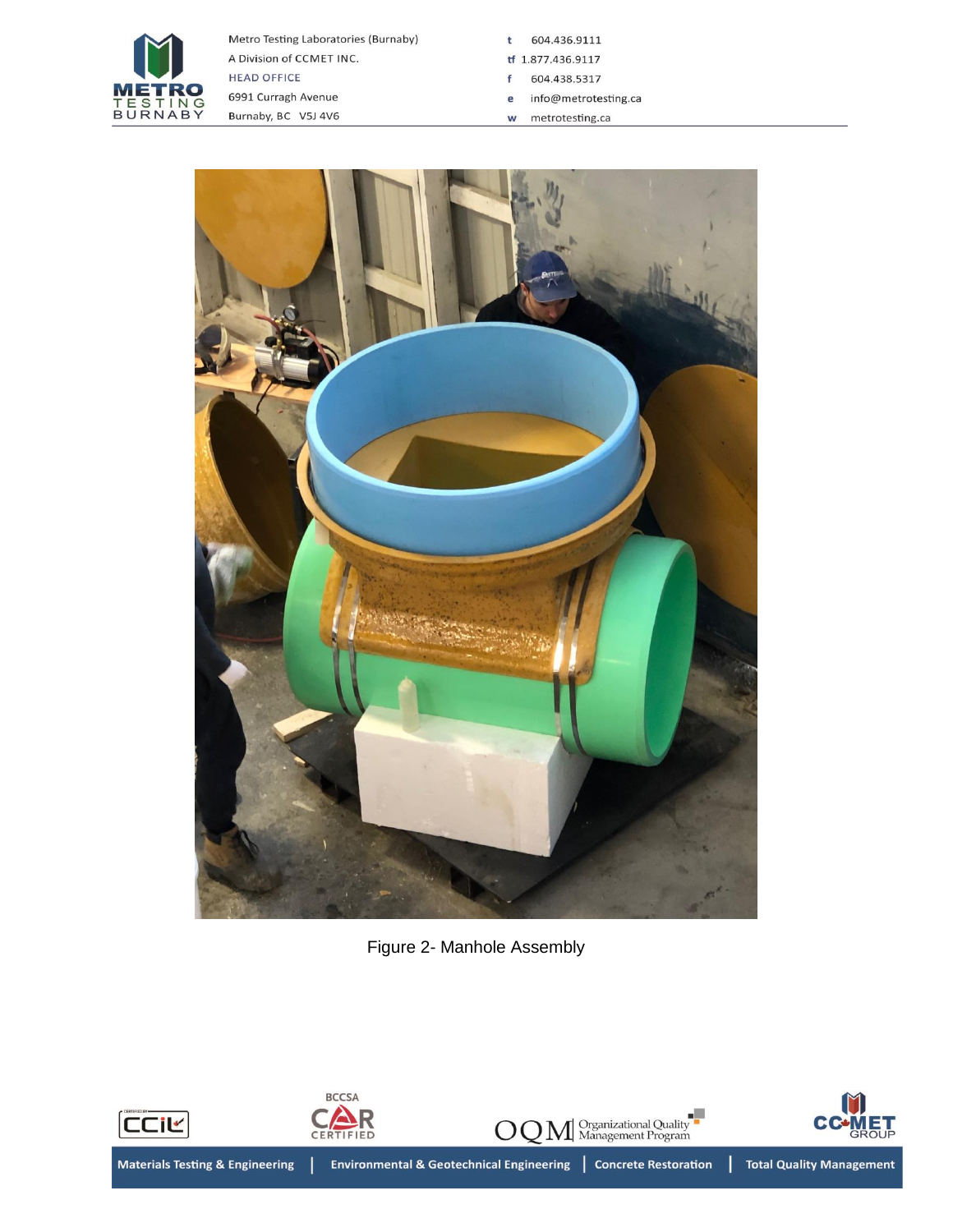Figure 2- Manhole Assembly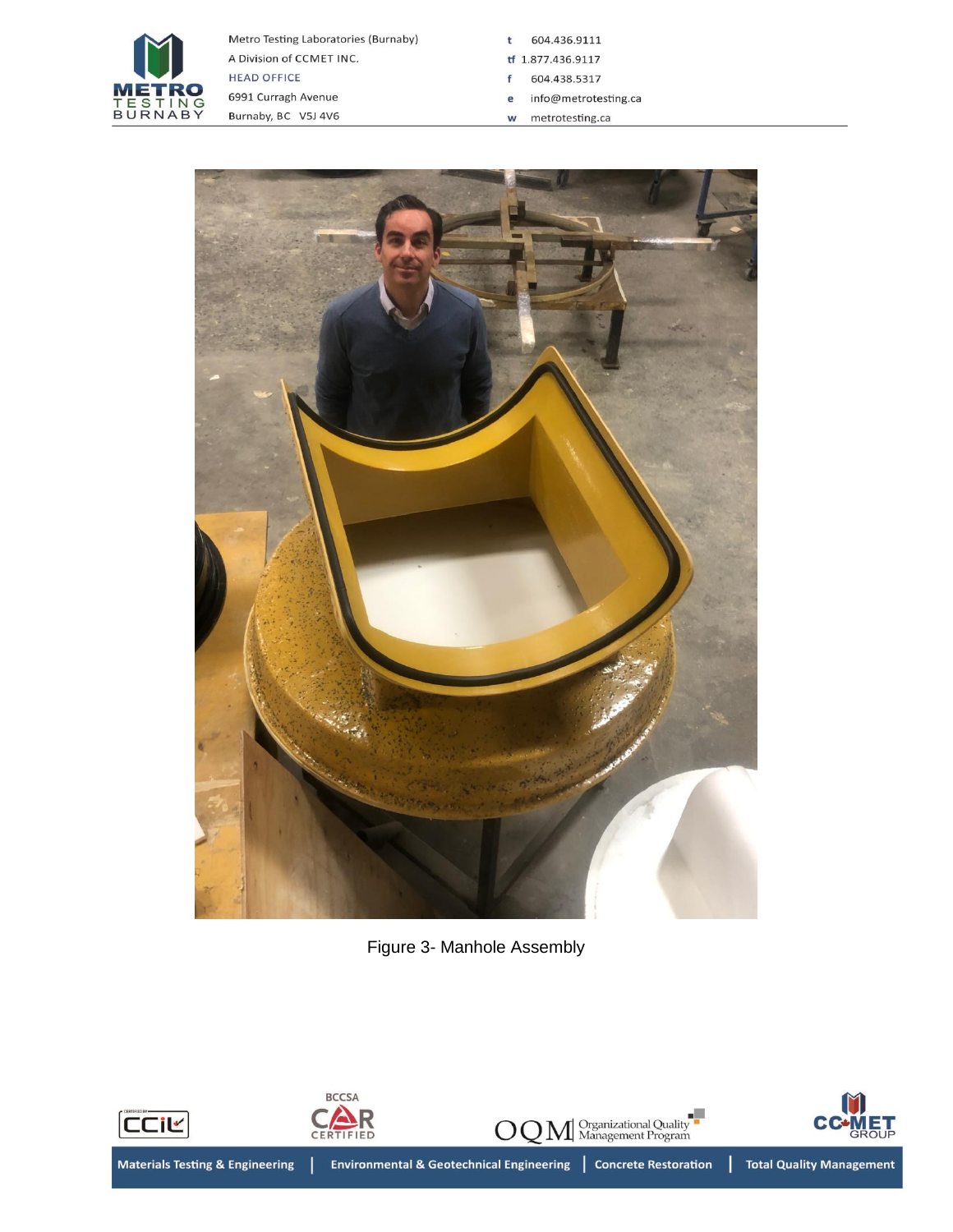Figure 3- Manhole Assembly